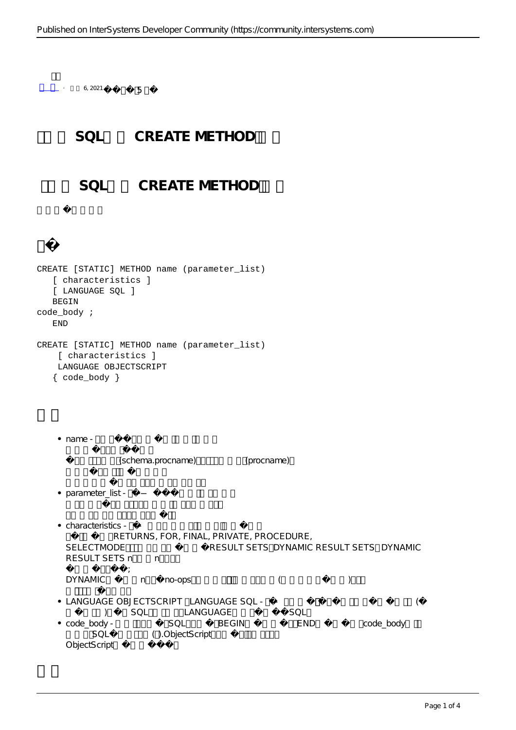6, 2021 5

# SQL CREATE METHOD

## SQL CREATE METHOD

```
CREATE [STATIC] METHOD name (parameter_list)
   [ characteristics ]
   [ LANGUAGE SQL ]
   BEGIN
code_body ;
   END

CREATE [STATIC] METHOD name (parameter_list)
    [ characteristics ]
    LANGUAGE OBJECTSCRIPT
   { code_body }
```

- name - (schema.procname) (procname)
- parameter_list -
- characteristics - RETURNS, FOR, FINAL, PRIVATE, PROCEDURE, SELECTMODE RESULT SETS DYNAMIC RESULT SETS DYNAMIC RESULT SETS n n ; DYNAMIC n no-ops ( )
- LANGUAGE OBJECTSCRIPT LANGUAGE SQL - ( ) SQL LANGUAGE SQL
- code_body - SQL BEGIN END code_body SQL ( ).ObjectScript ObjectScript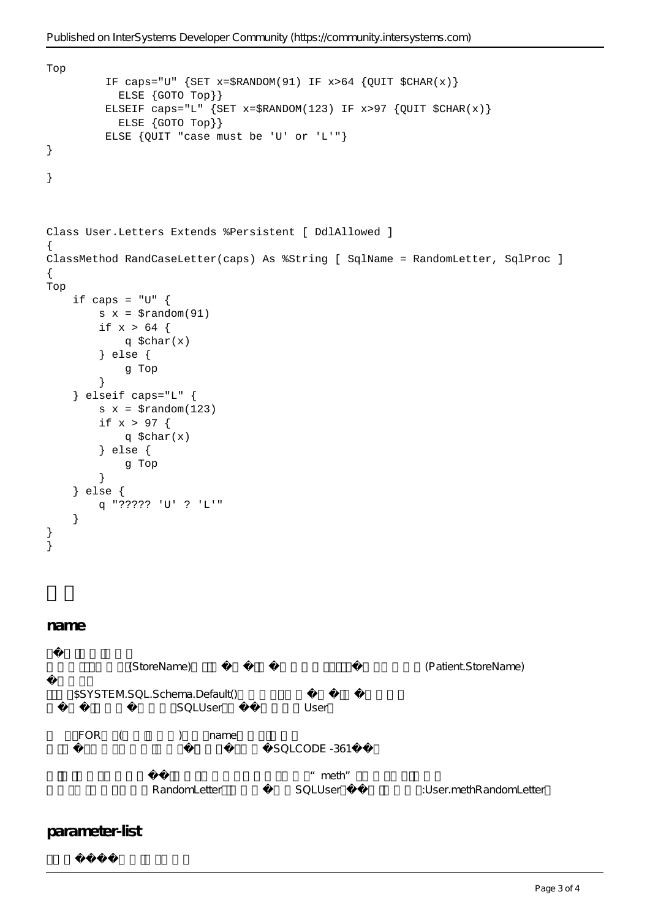```
Top
         IF caps="U" {SET x=$RANDOM(91) IF x>64 {QUIT $CHAR(x)}
           ELSE {GOTO Top}}
         ELSEIF caps="L" {SET x=$RANDOM(123) IF x>97 {QUIT $CHAR(x)}
           ELSE {GOTO Top}}
         ELSE {QUIT "case must be 'U' or 'L'"}
}

}
```

```
Class User.Letters Extends %Persistent [ DdlAllowed ]
{
ClassMethod RandCaseLetter(caps) As %String [ SqlName = RandomLetter, SqlProc ]
{
Top
    if caps = "U" {
        s x = $random(91)
        if x > 64 {
            q $char(x)
        } else {
            g Top
        }
    } elseif caps="L" {
        s x = $random(123)
        if x > 97 {
            q $char(x)
        } else {
            g Top
        }
    } else {
        q "????? 'U' ? 'L'"
    }
}
}
```

## name

� (StoreName) � � � (Patient.StoreName)
�
$SYSTEM.SQL.Schema.Default() � �
� � � SQLUser �� User

FOR ( ) name
� � � SQLCODE -361��

�� “meth”
RandomLetter � SQLUser�� :User.methRandomLetter

## parameter-list

����